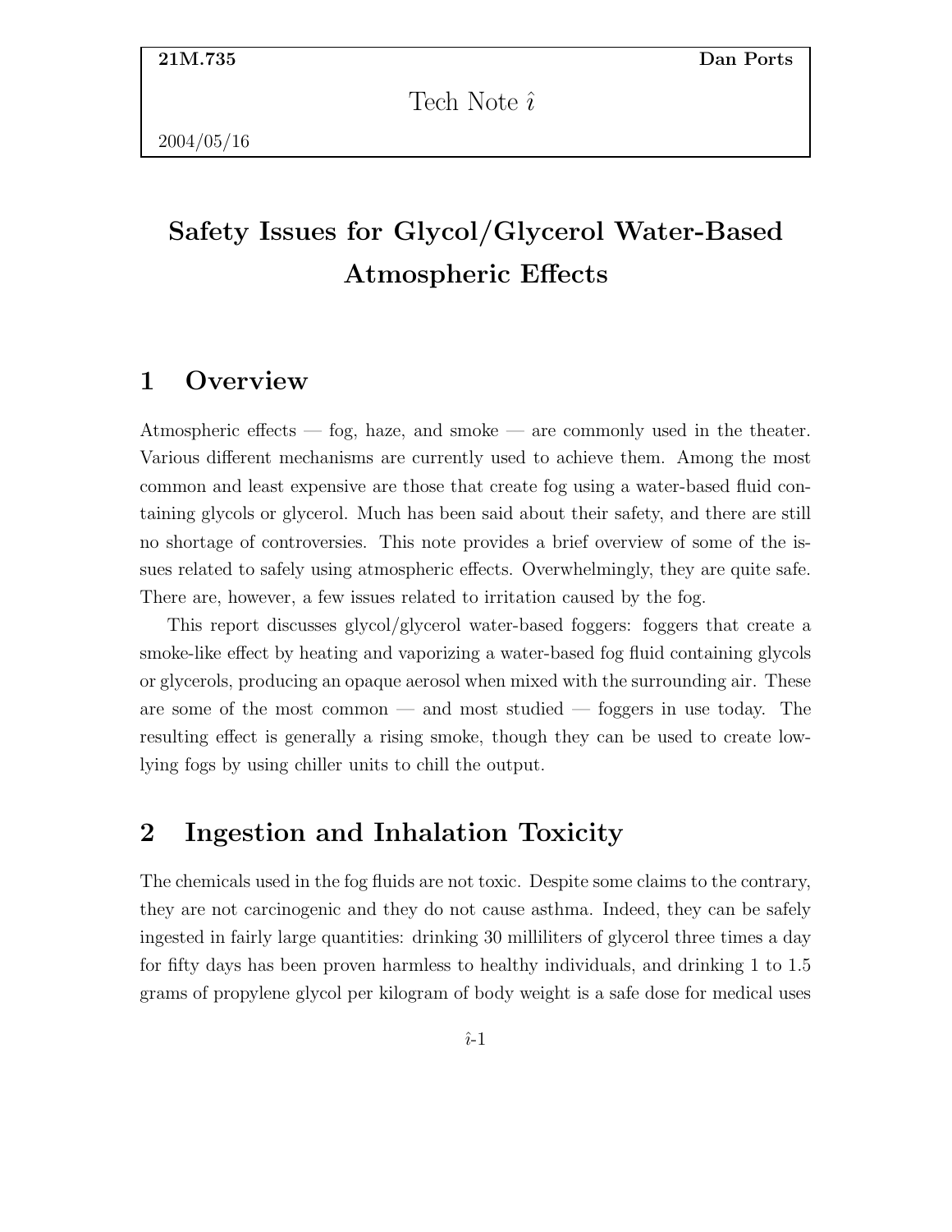**21M.735** **Dan Ports**

Tech Note $\hat{\imath}$

2004/05/16

# Safety Issues for Glycol/Glycerol Water-Based Atmospheric Effects

## 1 Overview

Atmospheric effects — fog, haze, and smoke — are commonly used in the theater. Various different mechanisms are currently used to achieve them. Among the most common and least expensive are those that create fog using a water-based fluid containing glycols or glycerol. Much has been said about their safety, and there are still no shortage of controversies. This note provides a brief overview of some of the issues related to safely using atmospheric effects. Overwhelmingly, they are quite safe. There are, however, a few issues related to irritation caused by the fog.

This report discusses glycol/glycerol water-based foggers: foggers that create a smoke-like effect by heating and vaporizing a water-based fog fluid containing glycols or glycerols, producing an opaque aerosol when mixed with the surrounding air. These are some of the most common — and most studied — foggers in use today. The resulting effect is generally a rising smoke, though they can be used to create low-lying fogs by using chiller units to chill the output.

## 2 Ingestion and Inhalation Toxicity

The chemicals used in the fog fluids are not toxic. Despite some claims to the contrary, they are not carcinogenic and they do not cause asthma. Indeed, they can be safely ingested in fairly large quantities: drinking 30 milliliters of glycerol three times a day for fifty days has been proven harmless to healthy individuals, and drinking 1 to 1.5 grams of propylene glycol per kilogram of body weight is a safe dose for medical uses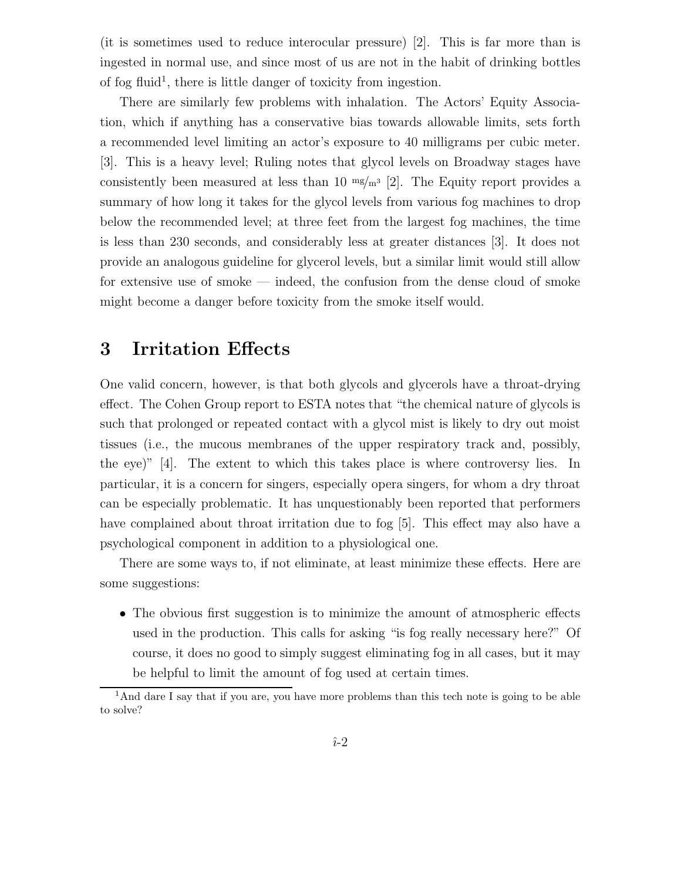(it is sometimes used to reduce interocular pressure) [2]. This is far more than is ingested in normal use, and since most of us are not in the habit of drinking bottles of fog fluid[1], there is little danger of toxicity from ingestion.

There are similarly few problems with inhalation. The Actors' Equity Association, which if anything has a conservative bias towards allowable limits, sets forth a recommended level limiting an actor's exposure to 40 milligrams per cubic meter. [3]. This is a heavy level; Ruling notes that glycol levels on Broadway stages have consistently been measured at less than 10 $^{mg}/_{m^3}$ [2]. The Equity report provides a summary of how long it takes for the glycol levels from various fog machines to drop below the recommended level; at three feet from the largest fog machines, the time is less than 230 seconds, and considerably less at greater distances [3]. It does not provide an analogous guideline for glycerol levels, but a similar limit would still allow for extensive use of smoke — indeed, the confusion from the dense cloud of smoke might become a danger before toxicity from the smoke itself would.

## 3 Irritation Effects

One valid concern, however, is that both glycols and glycerols have a throat-drying effect. The Cohen Group report to ESTA notes that "the chemical nature of glycols is such that prolonged or repeated contact with a glycol mist is likely to dry out moist tissues (i.e., the mucous membranes of the upper respiratory track and, possibly, the eye)" [4]. The extent to which this takes place is where controversy lies. In particular, it is a concern for singers, especially opera singers, for whom a dry throat can be especially problematic. It has unquestionably been reported that performers have complained about throat irritation due to fog [5]. This effect may also have a psychological component in addition to a physiological one.

There are some ways to, if not eliminate, at least minimize these effects. Here are some suggestions:

- The obvious first suggestion is to minimize the amount of atmospheric effects used in the production. This calls for asking "is fog really necessary here?" Of course, it does no good to simply suggest eliminating fog in all cases, but it may be helpful to limit the amount of fog used at certain times.

[1] And dare I say that if you are, you have more problems than this tech note is going to be able to solve?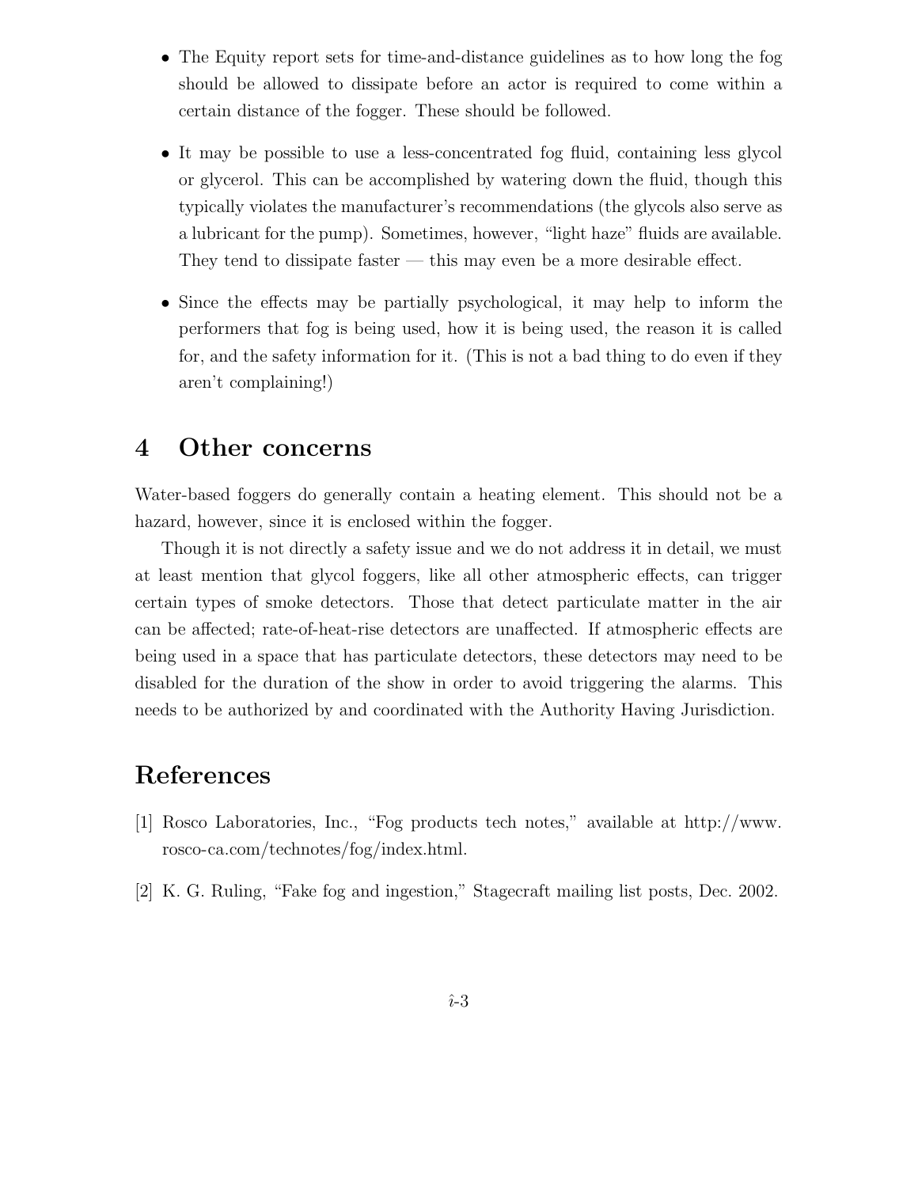- The Equity report sets for time-and-distance guidelines as to how long the fog should be allowed to dissipate before an actor is required to come within a certain distance of the fogger. These should be followed.
- It may be possible to use a less-concentrated fog fluid, containing less glycol or glycerol. This can be accomplished by watering down the fluid, though this typically violates the manufacturer's recommendations (the glycols also serve as a lubricant for the pump). Sometimes, however, "light haze" fluids are available. They tend to dissipate faster — this may even be a more desirable effect.
- Since the effects may be partially psychological, it may help to inform the performers that fog is being used, how it is being used, the reason it is called for, and the safety information for it. (This is not a bad thing to do even if they aren't complaining!)

## 4 Other concerns

Water-based foggers do generally contain a heating element. This should not be a hazard, however, since it is enclosed within the fogger.

Though it is not directly a safety issue and we do not address it in detail, we must at least mention that glycol foggers, like all other atmospheric effects, can trigger certain types of smoke detectors. Those that detect particulate matter in the air can be affected; rate-of-heat-rise detectors are unaffected. If atmospheric effects are being used in a space that has particulate detectors, these detectors may need to be disabled for the duration of the show in order to avoid triggering the alarms. This needs to be authorized by and coordinated with the Authority Having Jurisdiction.

## References

[1] Rosco Laboratories, Inc., "Fog products tech notes," available at http://www.rosco-ca.com/technotes/fog/index.html.

[2] K. G. Ruling, "Fake fog and ingestion," Stagecraft mailing list posts, Dec. 2002.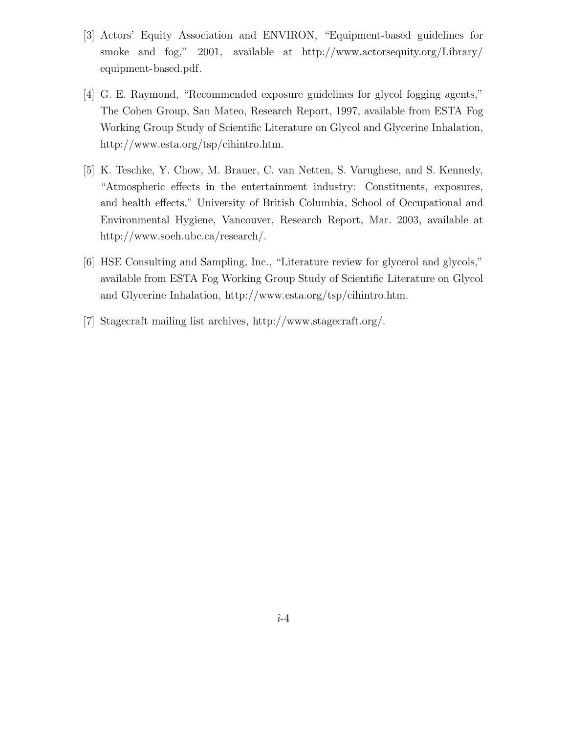[3] Actors' Equity Association and ENVIRON, "Equipment-based guidelines for smoke and fog," 2001, available at http://www.actorsequity.org/Library/equipment-based.pdf.

[4] G. E. Raymond, "Recommended exposure guidelines for glycol fogging agents," The Cohen Group, San Mateo, Research Report, 1997, available from ESTA Fog Working Group Study of Scientific Literature on Glycol and Glycerine Inhalation, http://www.esta.org/tsp/cihintro.htm.

[5] K. Teschke, Y. Chow, M. Brauer, C. van Netten, S. Varughese, and S. Kennedy, "Atmospheric effects in the entertainment industry: Constituents, exposures, and health effects," University of British Columbia, School of Occupational and Environmental Hygiene, Vancouver, Research Report, Mar. 2003, available at http://www.soeh.ubc.ca/research/.

[6] HSE Consulting and Sampling, Inc., "Literature review for glycerol and glycols," available from ESTA Fog Working Group Study of Scientific Literature on Glycol and Glycerine Inhalation, http://www.esta.org/tsp/cihintro.htm.

[7] Stagecraft mailing list archives, http://www.stagecraft.org/.